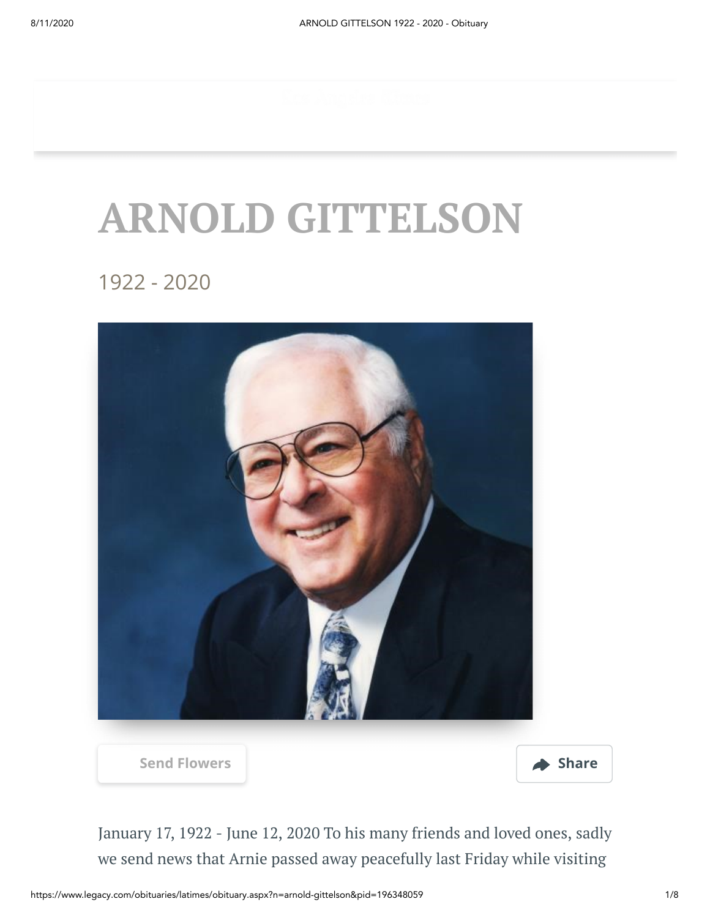# ARNOLD GITTELSON

1922 - 2020

Send Flowers

Share

January 17, 1922 - June 12, 2020 To his many friends and loved ones, sadly we send news that Arnie passed away peacefully last Friday while visiting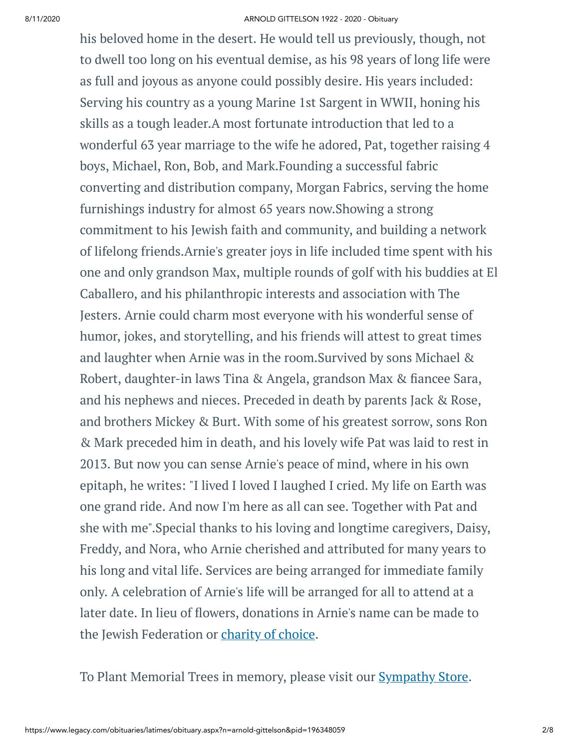his beloved home in the desert. He would tell us previously, though, not to dwell too long on his eventual demise, as his 98 years of long life were as full and joyous as anyone could possibly desire. His years included: Serving his country as a young Marine 1st Sargent in WWII, honing his skills as a tough leader.A most fortunate introduction that led to a wonderful 63 year marriage to the wife he adored, Pat, together raising 4 boys, Michael, Ron, Bob, and Mark.Founding a successful fabric converting and distribution company, Morgan Fabrics, serving the home furnishings industry for almost 65 years now.Showing a strong commitment to his Jewish faith and community, and building a network of lifelong friends.Arnie's greater joys in life included time spent with his one and only grandson Max, multiple rounds of golf with his buddies at El Caballero, and his philanthropic interests and association with The Jesters. Arnie could charm most everyone with his wonderful sense of humor, jokes, and storytelling, and his friends will attest to great times and laughter when Arnie was in the room.Survived by sons Michael & Robert, daughter-in laws Tina & Angela, grandson Max & fiancee Sara, and his nephews and nieces. Preceded in death by parents Jack & Rose, and brothers Mickey & Burt. With some of his greatest sorrow, sons Ron & Mark preceded him in death, and his lovely wife Pat was laid to rest in 2013. But now you can sense Arnie's peace of mind, where in his own epitaph, he writes: "I lived I loved I laughed I cried. My life on Earth was one grand ride. And now I'm here as all can see. Together with Pat and she with me".Special thanks to his loving and longtime caregivers, Daisy, Freddy, and Nora, who Arnie cherished and attributed for many years to his long and vital life. Services are being arranged for immediate family only. A celebration of Arnie's life will be arranged for all to attend at a later date. In lieu of flowers, donations in Arnie's name can be made to the Jewish Federation or charity of choice.

To Plant Memorial Trees in memory, please visit our Sympathy Store.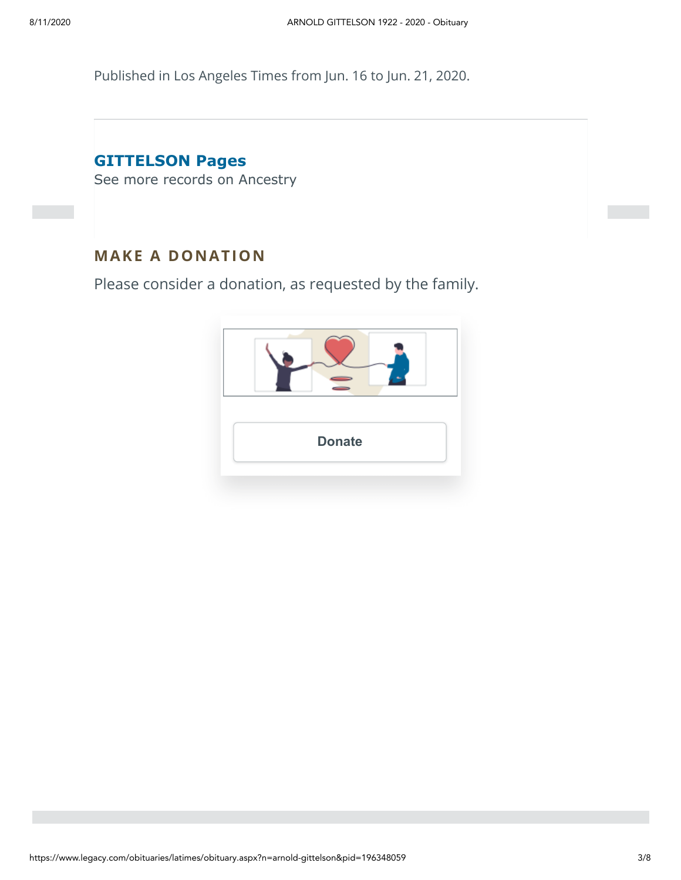Published in Los Angeles Times from Jun. 16 to Jun. 21, 2020.

**GITTELSON Pages**
See more records on Ancestry

## MAKE A DONATION

Please consider a donation, as requested by the family.

Donate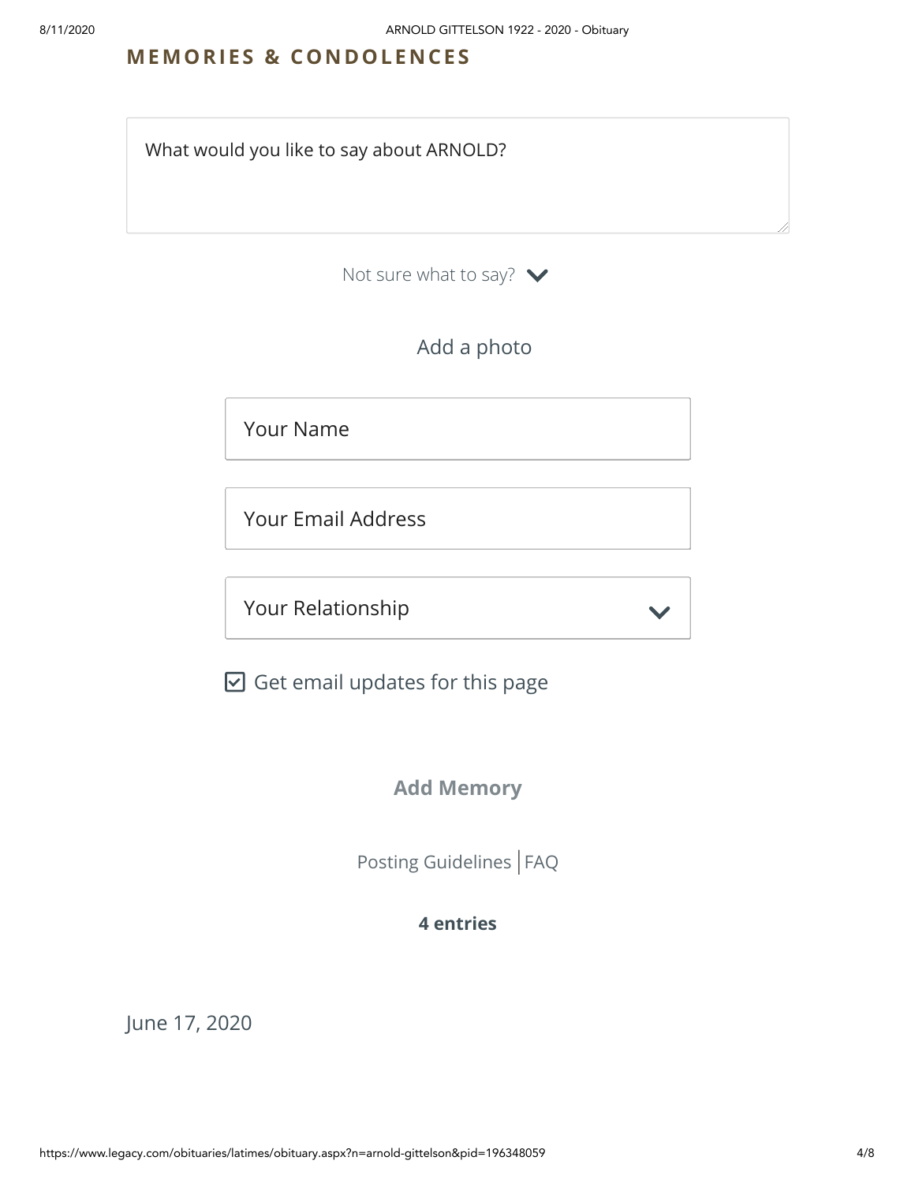## MEMORIES & CONDOLENCES

What would you like to say about ARNOLD?

Not sure what to say?

Add a photo

Your Name

Your Email Address

Your Relationship

☑ Get email updates for this page

**Add Memory**

Posting Guidelines | FAQ

**4 entries**

June 17, 2020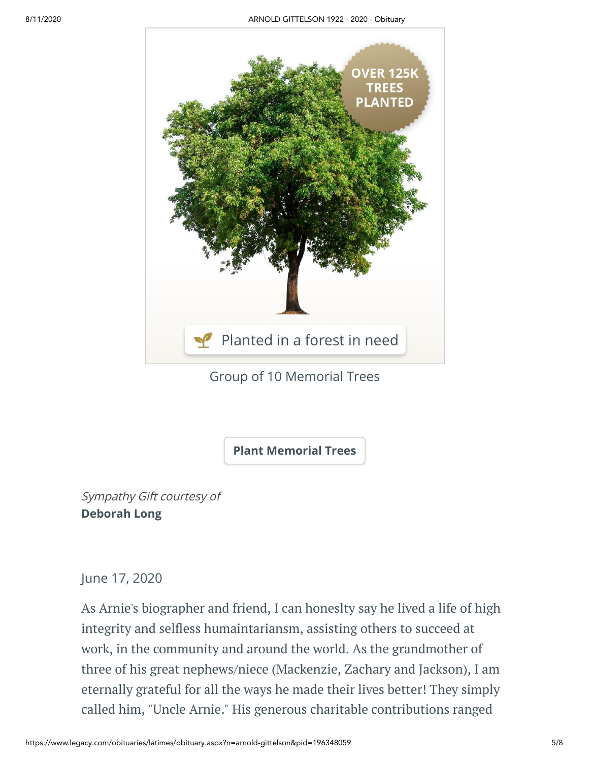OVER 125K TREES PLANTED

Planted in a forest in need

Group of 10 Memorial Trees

Plant Memorial Trees

*Sympathy Gift courtesy of*
**Deborah Long**

June 17, 2020

As Arnie's biographer and friend, I can honeslty say he lived a life of high integrity and selfless humaintariansm, assisting others to succeed at work, in the community and around the world. As the grandmother of three of his great nephews/niece (Mackenzie, Zachary and Jackson), I am eternally grateful for all the ways he made their lives better! They simply called him, "Uncle Arnie." His generous charitable contributions ranged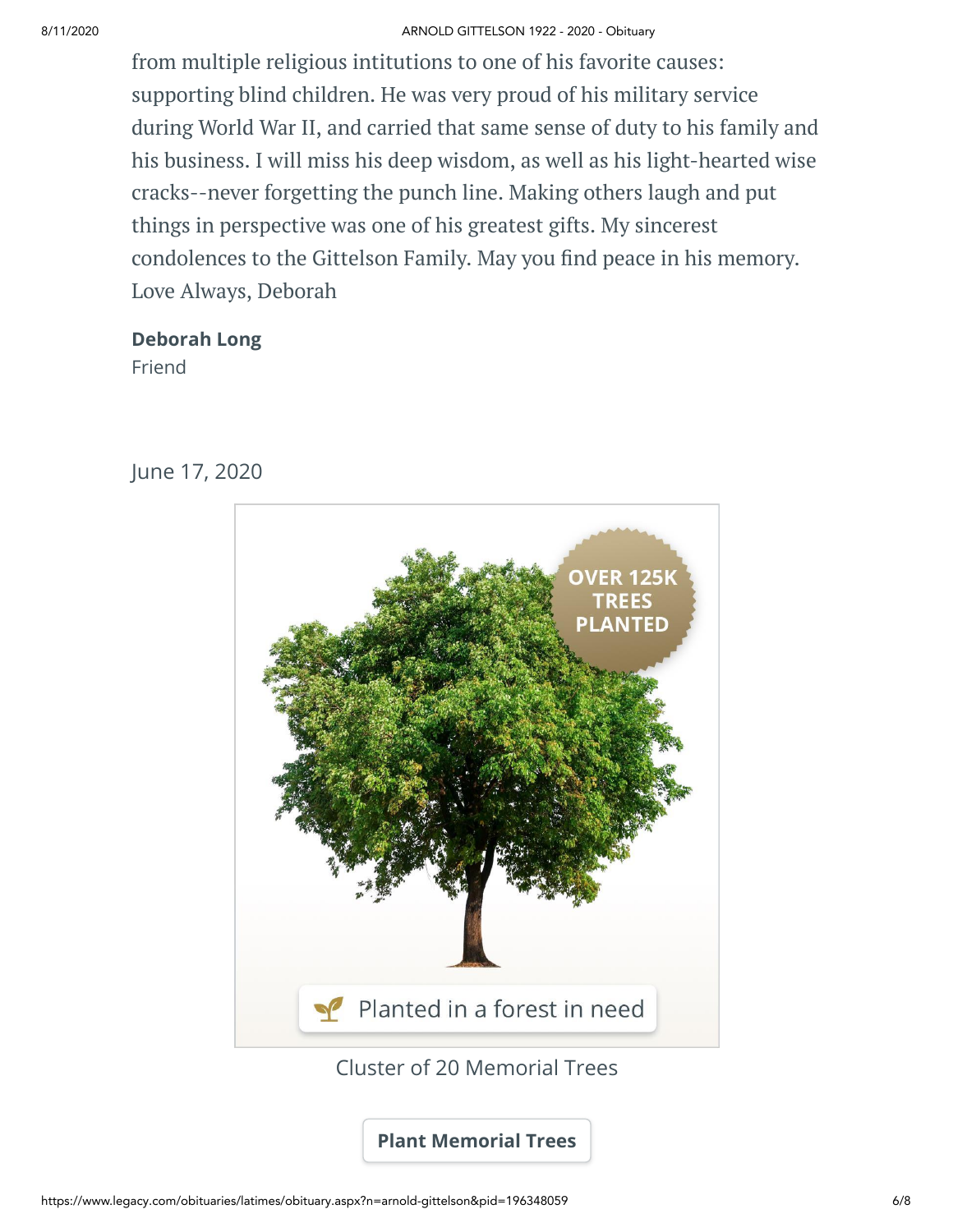from multiple religious intitutions to one of his favorite causes: supporting blind children. He was very proud of his military service during World War II, and carried that same sense of duty to his family and his business. I will miss his deep wisdom, as well as his light-hearted wise cracks--never forgetting the punch line. Making others laugh and put things in perspective was one of his greatest gifts. My sincerest condolences to the Gittelson Family. May you find peace in his memory. Love Always, Deborah

**Deborah Long**
Friend

June 17, 2020

OVER 125K TREES PLANTED

Planted in a forest in need

Cluster of 20 Memorial Trees

**Plant Memorial Trees**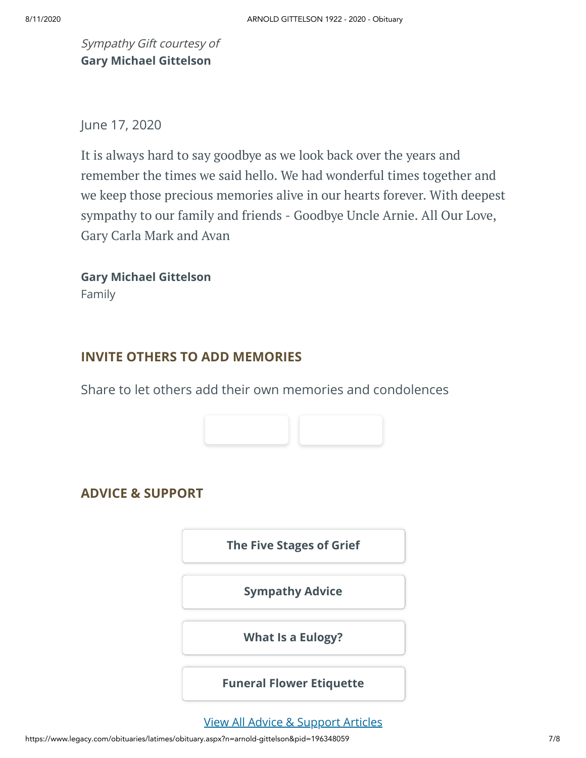*Sympathy Gift courtesy of*
**Gary Michael Gittelson**

June 17, 2020

It is always hard to say goodbye as we look back over the years and remember the times we said hello. We had wonderful times together and we keep those precious memories alive in our hearts forever. With deepest sympathy to our family and friends - Goodbye Uncle Arnie. All Our Love, Gary Carla Mark and Avan

**Gary Michael Gittelson**
Family

## INVITE OTHERS TO ADD MEMORIES

Share to let others add their own memories and condolences

## ADVICE & SUPPORT

**The Five Stages of Grief**

**Sympathy Advice**

**What Is a Eulogy?**

**Funeral Flower Etiquette**

View All Advice & Support Articles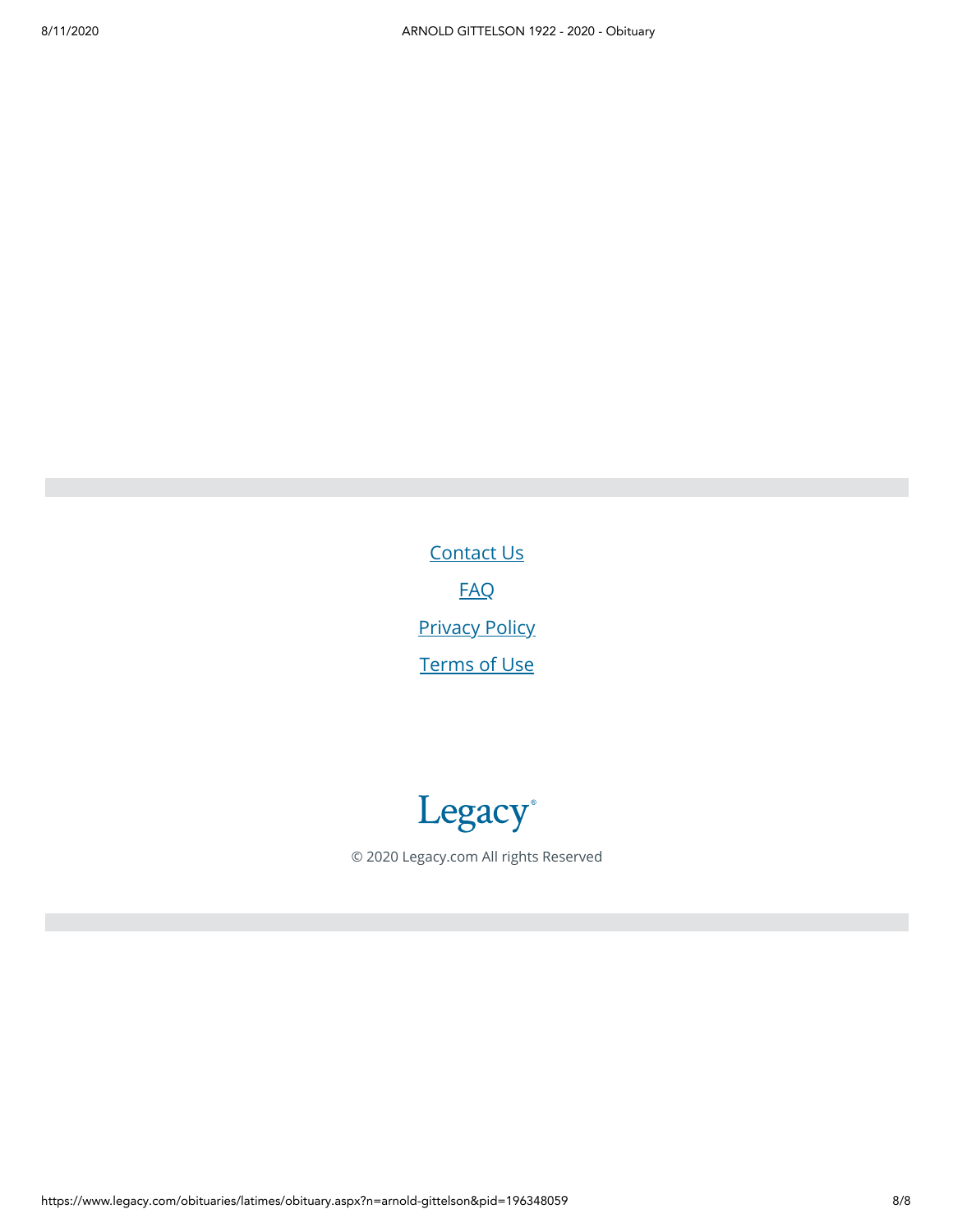[Contact Us]

[FAQ]

[Privacy Policy]

[Terms of Use]

Legacy®

© 2020 Legacy.com All rights Reserved